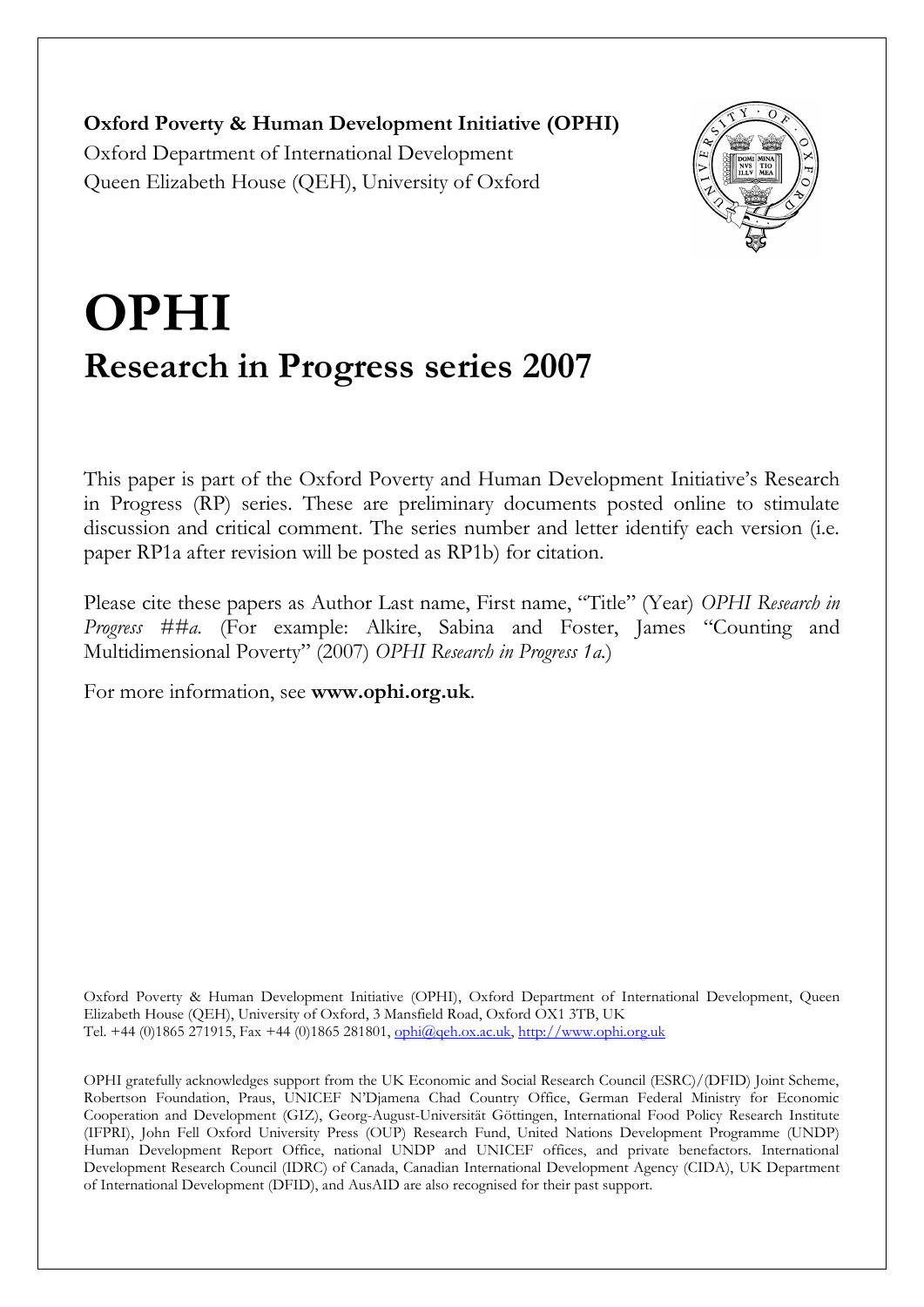**Oxford Poverty & Human Development Initiative (OPHI)**
Oxford Department of International Development
Queen Elizabeth House (QEH), University of Oxford

# OPHI

## Research in Progress series 2007

This paper is part of the Oxford Poverty and Human Development Initiative's Research in Progress (RP) series. These are preliminary documents posted online to stimulate discussion and critical comment. The series number and letter identify each version (i.e. paper RP1a after revision will be posted as RP1b) for citation.

Please cite these papers as Author Last name, First name, "Title" (Year) *OPHI Research in Progress ##a*. (For example: Alkire, Sabina and Foster, James "Counting and Multidimensional Poverty" (2007) *OPHI Research in Progress 1a*.)

For more information, see **www.ophi.org.uk**.

Oxford Poverty & Human Development Initiative (OPHI), Oxford Department of International Development, Queen Elizabeth House (QEH), University of Oxford, 3 Mansfield Road, Oxford OX1 3TB, UK
Tel. +44 (0)1865 271915, Fax +44 (0)1865 281801, ophi@qeh.ox.ac.uk, http://www.ophi.org.uk

OPHI gratefully acknowledges support from the UK Economic and Social Research Council (ESRC)/(DFID) Joint Scheme, Robertson Foundation, Praus, UNICEF N'Djamena Chad Country Office, German Federal Ministry for Economic Cooperation and Development (GIZ), Georg-August-Universität Göttingen, International Food Policy Research Institute (IFPRI), John Fell Oxford University Press (OUP) Research Fund, United Nations Development Programme (UNDP) Human Development Report Office, national UNDP and UNICEF offices, and private benefactors. International Development Research Council (IDRC) of Canada, Canadian International Development Agency (CIDA), UK Department of International Development (DFID), and AusAID are also recognised for their past support.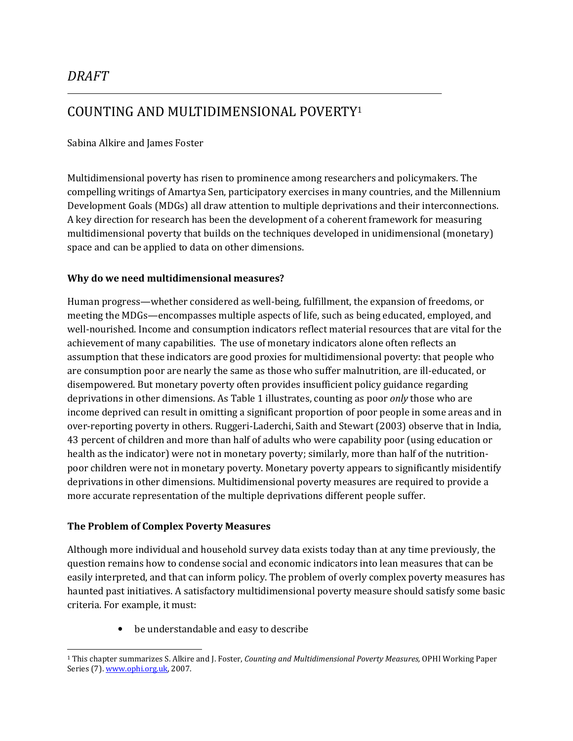*DRAFT*

---

# COUNTING AND MULTIDIMENSIONAL POVERTY[1]

Sabina Alkire and James Foster

Multidimensional poverty has risen to prominence among researchers and policymakers. The compelling writings of Amartya Sen, participatory exercises in many countries, and the Millennium Development Goals (MDGs) all draw attention to multiple deprivations and their interconnections. A key direction for research has been the development of a coherent framework for measuring multidimensional poverty that builds on the techniques developed in unidimensional (monetary) space and can be applied to data on other dimensions.

**Why do we need multidimensional measures?**

Human progress—whether considered as well-being, fulfillment, the expansion of freedoms, or meeting the MDGs—encompasses multiple aspects of life, such as being educated, employed, and well-nourished. Income and consumption indicators reflect material resources that are vital for the achievement of many capabilities. The use of monetary indicators alone often reflects an assumption that these indicators are good proxies for multidimensional poverty: that people who are consumption poor are nearly the same as those who suffer malnutrition, are ill-educated, or disempowered. But monetary poverty often provides insufficient policy guidance regarding deprivations in other dimensions. As Table 1 illustrates, counting as poor *only* those who are income deprived can result in omitting a significant proportion of poor people in some areas and in over-reporting poverty in others. Ruggeri-Laderchi, Saith and Stewart (2003) observe that in India, 43 percent of children and more than half of adults who were capability poor (using education or health as the indicator) were not in monetary poverty; similarly, more than half of the nutrition-poor children were not in monetary poverty. Monetary poverty appears to significantly misidentify deprivations in other dimensions. Multidimensional poverty measures are required to provide a more accurate representation of the multiple deprivations different people suffer.

**The Problem of Complex Poverty Measures**

Although more individual and household survey data exists today than at any time previously, the question remains how to condense social and economic indicators into lean measures that can be easily interpreted, and that can inform policy. The problem of overly complex poverty measures has haunted past initiatives. A satisfactory multidimensional poverty measure should satisfy some basic criteria. For example, it must:

- be understandable and easy to describe

---

[1] This chapter summarizes S. Alkire and J. Foster, *Counting and Multidimensional Poverty Measures,* OPHI Working Paper Series (7). www.ophi.org.uk, 2007.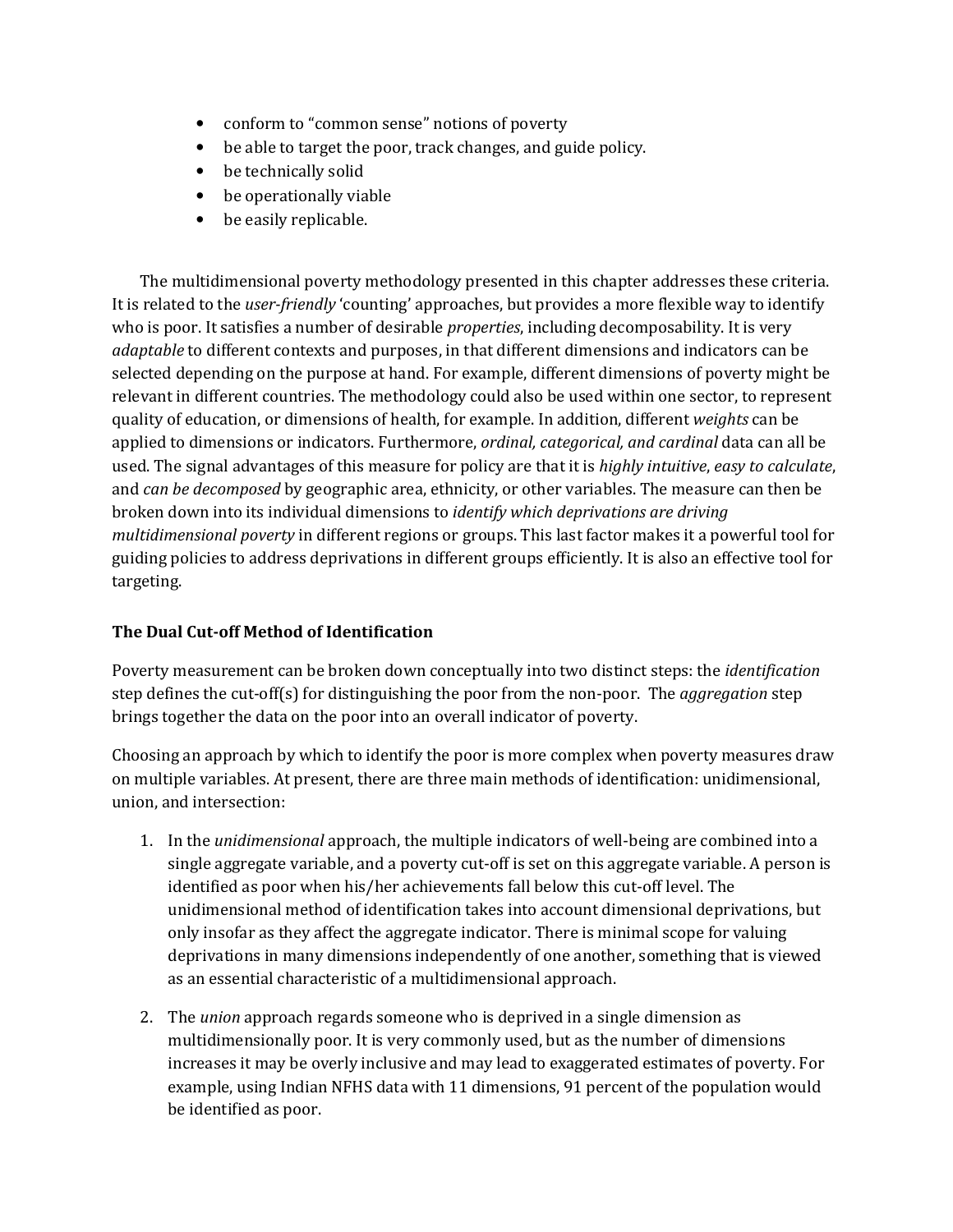- conform to "common sense" notions of poverty
- be able to target the poor, track changes, and guide policy.
- be technically solid
- be operationally viable
- be easily replicable.

The multidimensional poverty methodology presented in this chapter addresses these criteria. It is related to the *user-friendly* 'counting' approaches, but provides a more flexible way to identify who is poor. It satisfies a number of desirable *properties*, including decomposability. It is very *adaptable* to different contexts and purposes, in that different dimensions and indicators can be selected depending on the purpose at hand. For example, different dimensions of poverty might be relevant in different countries. The methodology could also be used within one sector, to represent quality of education, or dimensions of health, for example. In addition, different *weights* can be applied to dimensions or indicators. Furthermore, *ordinal, categorical, and cardinal* data can all be used. The signal advantages of this measure for policy are that it is *highly intuitive*, *easy to calculate*, and *can be decomposed* by geographic area, ethnicity, or other variables. The measure can then be broken down into its individual dimensions to *identify which deprivations are driving multidimensional poverty* in different regions or groups. This last factor makes it a powerful tool for guiding policies to address deprivations in different groups efficiently. It is also an effective tool for targeting.

**The Dual Cut-off Method of Identification**

Poverty measurement can be broken down conceptually into two distinct steps: the *identification* step defines the cut-off(s) for distinguishing the poor from the non-poor. The *aggregation* step brings together the data on the poor into an overall indicator of poverty.

Choosing an approach by which to identify the poor is more complex when poverty measures draw on multiple variables. At present, there are three main methods of identification: unidimensional, union, and intersection:

1. In the *unidimensional* approach, the multiple indicators of well-being are combined into a single aggregate variable, and a poverty cut-off is set on this aggregate variable. A person is identified as poor when his/her achievements fall below this cut-off level. The unidimensional method of identification takes into account dimensional deprivations, but only insofar as they affect the aggregate indicator. There is minimal scope for valuing deprivations in many dimensions independently of one another, something that is viewed as an essential characteristic of a multidimensional approach.

2. The *union* approach regards someone who is deprived in a single dimension as multidimensionally poor. It is very commonly used, but as the number of dimensions increases it may be overly inclusive and may lead to exaggerated estimates of poverty. For example, using Indian NFHS data with 11 dimensions, 91 percent of the population would be identified as poor.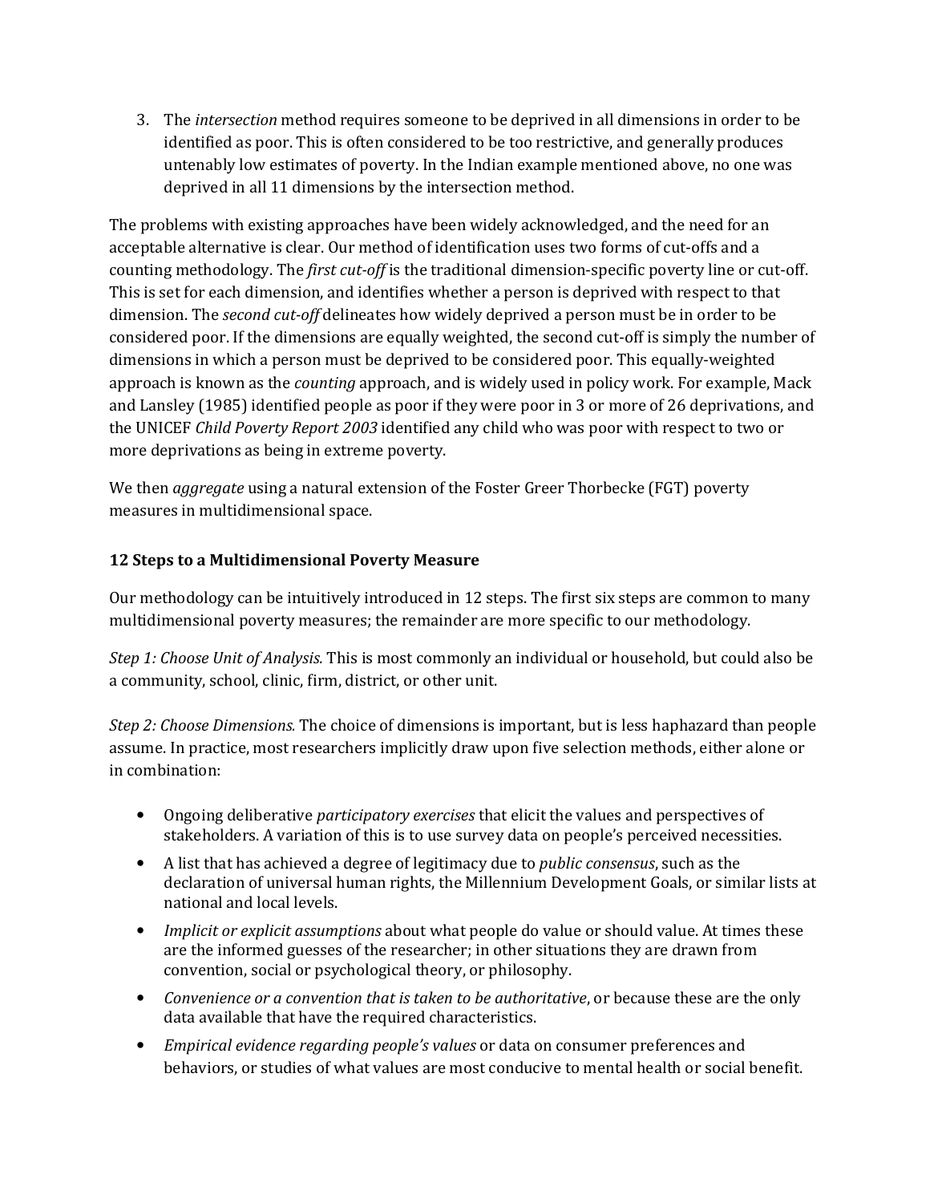3. The *intersection* method requires someone to be deprived in all dimensions in order to be identified as poor. This is often considered to be too restrictive, and generally produces untenably low estimates of poverty. In the Indian example mentioned above, no one was deprived in all 11 dimensions by the intersection method.

The problems with existing approaches have been widely acknowledged, and the need for an acceptable alternative is clear. Our method of identification uses two forms of cut-offs and a counting methodology. The *first cut-off* is the traditional dimension-specific poverty line or cut-off. This is set for each dimension, and identifies whether a person is deprived with respect to that dimension. The *second cut-off* delineates how widely deprived a person must be in order to be considered poor. If the dimensions are equally weighted, the second cut-off is simply the number of dimensions in which a person must be deprived to be considered poor. This equally-weighted approach is known as the *counting* approach, and is widely used in policy work. For example, Mack and Lansley (1985) identified people as poor if they were poor in 3 or more of 26 deprivations, and the UNICEF *Child Poverty Report 2003* identified any child who was poor with respect to two or more deprivations as being in extreme poverty.

We then *aggregate* using a natural extension of the Foster Greer Thorbecke (FGT) poverty measures in multidimensional space.

**12 Steps to a Multidimensional Poverty Measure**

Our methodology can be intuitively introduced in 12 steps. The first six steps are common to many multidimensional poverty measures; the remainder are more specific to our methodology.

*Step 1: Choose Unit of Analysis.* This is most commonly an individual or household, but could also be a community, school, clinic, firm, district, or other unit.

*Step 2: Choose Dimensions.* The choice of dimensions is important, but is less haphazard than people assume. In practice, most researchers implicitly draw upon five selection methods, either alone or in combination:

- Ongoing deliberative *participatory exercises* that elicit the values and perspectives of stakeholders. A variation of this is to use survey data on people's perceived necessities.
- A list that has achieved a degree of legitimacy due to *public consensus*, such as the declaration of universal human rights, the Millennium Development Goals, or similar lists at national and local levels.
- *Implicit or explicit assumptions* about what people do value or should value. At times these are the informed guesses of the researcher; in other situations they are drawn from convention, social or psychological theory, or philosophy.
- *Convenience or a convention that is taken to be authoritative*, or because these are the only data available that have the required characteristics.
- *Empirical evidence regarding people's values* or data on consumer preferences and behaviors, or studies of what values are most conducive to mental health or social benefit.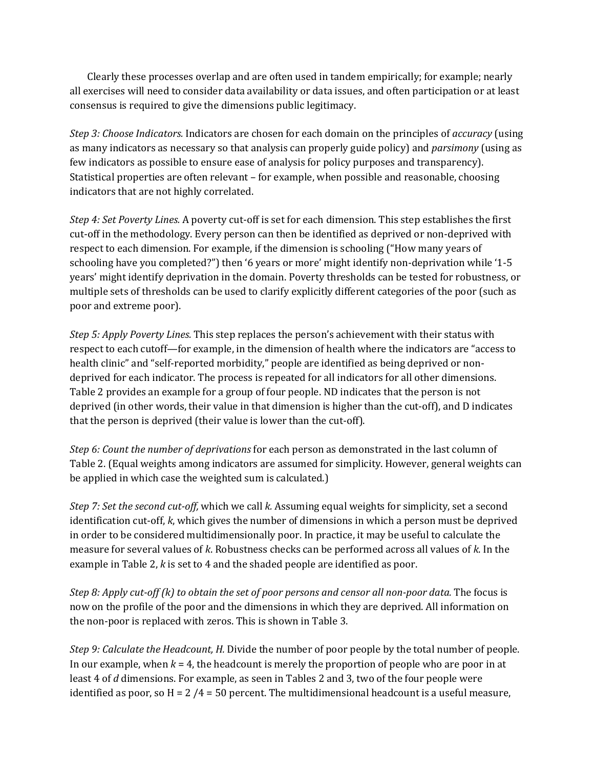Clearly these processes overlap and are often used in tandem empirically; for example; nearly all exercises will need to consider data availability or data issues, and often participation or at least consensus is required to give the dimensions public legitimacy.

*Step 3: Choose Indicators.* Indicators are chosen for each domain on the principles of *accuracy* (using as many indicators as necessary so that analysis can properly guide policy) and *parsimony* (using as few indicators as possible to ensure ease of analysis for policy purposes and transparency). Statistical properties are often relevant – for example, when possible and reasonable, choosing indicators that are not highly correlated.

*Step 4: Set Poverty Lines.* A poverty cut-off is set for each dimension. This step establishes the first cut-off in the methodology. Every person can then be identified as deprived or non-deprived with respect to each dimension. For example, if the dimension is schooling ("How many years of schooling have you completed?") then '6 years or more' might identify non-deprivation while '1-5 years' might identify deprivation in the domain. Poverty thresholds can be tested for robustness, or multiple sets of thresholds can be used to clarify explicitly different categories of the poor (such as poor and extreme poor).

*Step 5: Apply Poverty Lines.* This step replaces the person's achievement with their status with respect to each cutoff—for example, in the dimension of health where the indicators are "access to health clinic" and "self-reported morbidity," people are identified as being deprived or non-deprived for each indicator. The process is repeated for all indicators for all other dimensions. Table 2 provides an example for a group of four people. ND indicates that the person is not deprived (in other words, their value in that dimension is higher than the cut-off), and D indicates that the person is deprived (their value is lower than the cut-off).

*Step 6: Count the number of deprivations* for each person as demonstrated in the last column of Table 2. (Equal weights among indicators are assumed for simplicity. However, general weights can be applied in which case the weighted sum is calculated.)

*Step 7: Set the second cut-off,* which we call *k*. Assuming equal weights for simplicity, set a second identification cut-off, *k*, which gives the number of dimensions in which a person must be deprived in order to be considered multidimensionally poor. In practice, it may be useful to calculate the measure for several values of *k*. Robustness checks can be performed across all values of *k*. In the example in Table 2, *k* is set to 4 and the shaded people are identified as poor.

*Step 8: Apply cut-off (k) to obtain the set of poor persons and censor all non-poor data.* The focus is now on the profile of the poor and the dimensions in which they are deprived. All information on the non-poor is replaced with zeros. This is shown in Table 3.

*Step 9: Calculate the Headcount, H.* Divide the number of poor people by the total number of people. In our example, when $k = 4$, the headcount is merely the proportion of people who are poor in at least 4 of *d* dimensions. For example, as seen in Tables 2 and 3, two of the four people were identified as poor, so $H = 2/4 = 50$ percent. The multidimensional headcount is a useful measure,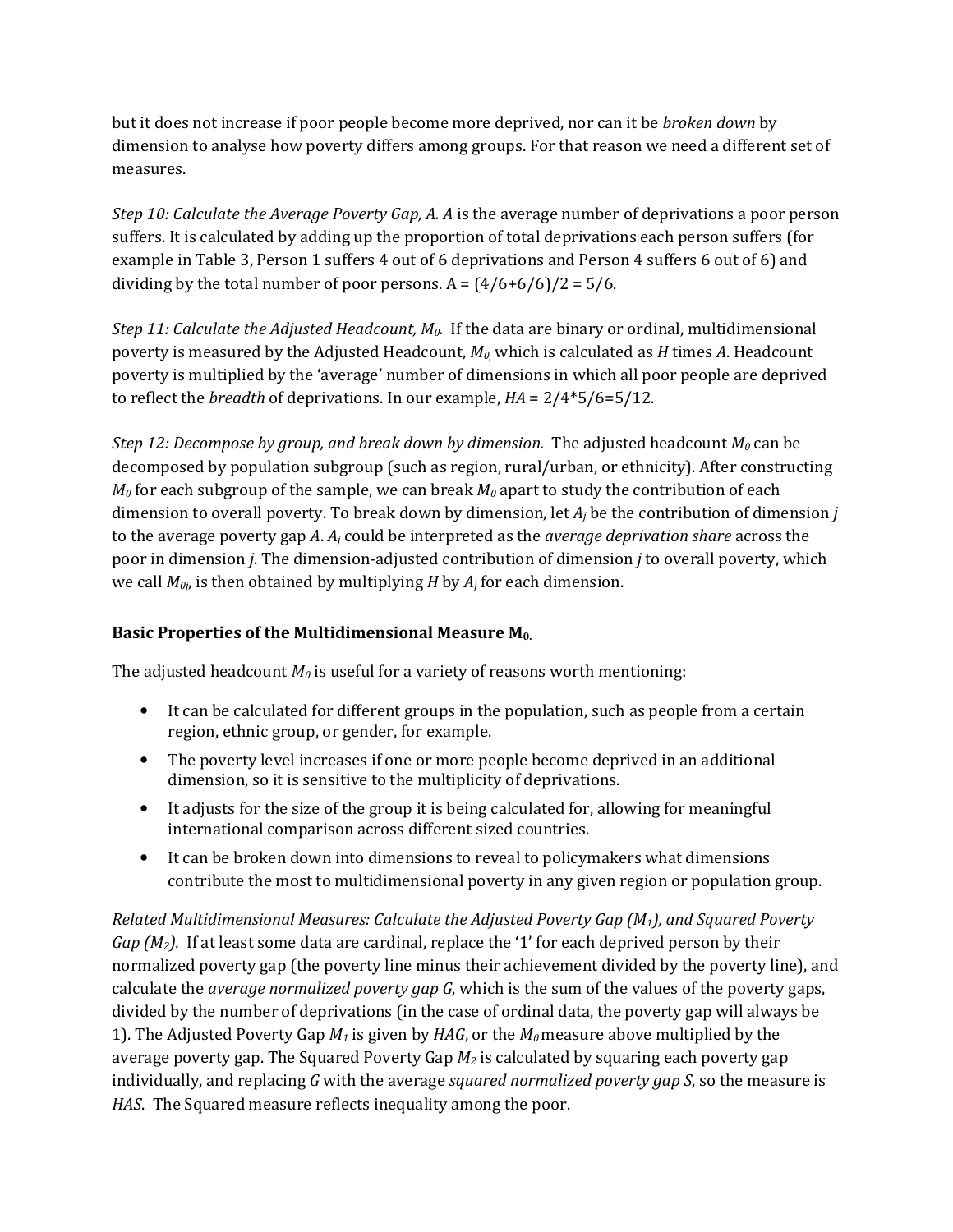but it does not increase if poor people become more deprived, nor can it be *broken down* by dimension to analyse how poverty differs among groups. For that reason we need a different set of measures.

*Step 10: Calculate the Average Poverty Gap, A. A* is the average number of deprivations a poor person suffers. It is calculated by adding up the proportion of total deprivations each person suffers (for example in Table 3, Person 1 suffers 4 out of 6 deprivations and Person 4 suffers 6 out of 6) and dividing by the total number of poor persons. $A = (4/6+6/6)/2 = 5/6$.

*Step 11: Calculate the Adjusted Headcount, $M_0$.* If the data are binary or ordinal, multidimensional poverty is measured by the Adjusted Headcount, $M_0$, which is calculated as *H* times *A*. Headcount poverty is multiplied by the 'average' number of dimensions in which all poor people are deprived to reflect the *breadth* of deprivations. In our example, $HA = 2/4*5/6=5/12$.

*Step 12: Decompose by group, and break down by dimension.* The adjusted headcount $M_0$ can be decomposed by population subgroup (such as region, rural/urban, or ethnicity). After constructing $M_0$ for each subgroup of the sample, we can break $M_0$ apart to study the contribution of each dimension to overall poverty. To break down by dimension, let $A_j$ be the contribution of dimension *j* to the average poverty gap *A*. $A_j$ could be interpreted as the *average deprivation share* across the poor in dimension *j*. The dimension-adjusted contribution of dimension *j* to overall poverty, which we call $M_{0j}$, is then obtained by multiplying *H* by $A_j$ for each dimension.

**Basic Properties of the Multidimensional Measure $M_0$.**

The adjusted headcount $M_0$ is useful for a variety of reasons worth mentioning:

- It can be calculated for different groups in the population, such as people from a certain region, ethnic group, or gender, for example.
- The poverty level increases if one or more people become deprived in an additional dimension, so it is sensitive to the multiplicity of deprivations.
- It adjusts for the size of the group it is being calculated for, allowing for meaningful international comparison across different sized countries.
- It can be broken down into dimensions to reveal to policymakers what dimensions contribute the most to multidimensional poverty in any given region or population group.

*Related Multidimensional Measures: Calculate the Adjusted Poverty Gap ($M_1$), and Squared Poverty Gap ($M_2$).* If at least some data are cardinal, replace the '1' for each deprived person by their normalized poverty gap (the poverty line minus their achievement divided by the poverty line), and calculate the *average normalized poverty gap G*, which is the sum of the values of the poverty gaps, divided by the number of deprivations (in the case of ordinal data, the poverty gap will always be 1). The Adjusted Poverty Gap $M_1$ is given by *HAG*, or the $M_0$ measure above multiplied by the average poverty gap. The Squared Poverty Gap $M_2$ is calculated by squaring each poverty gap individually, and replacing *G* with the average *squared normalized poverty gap S*, so the measure is *HAS*. The Squared measure reflects inequality among the poor.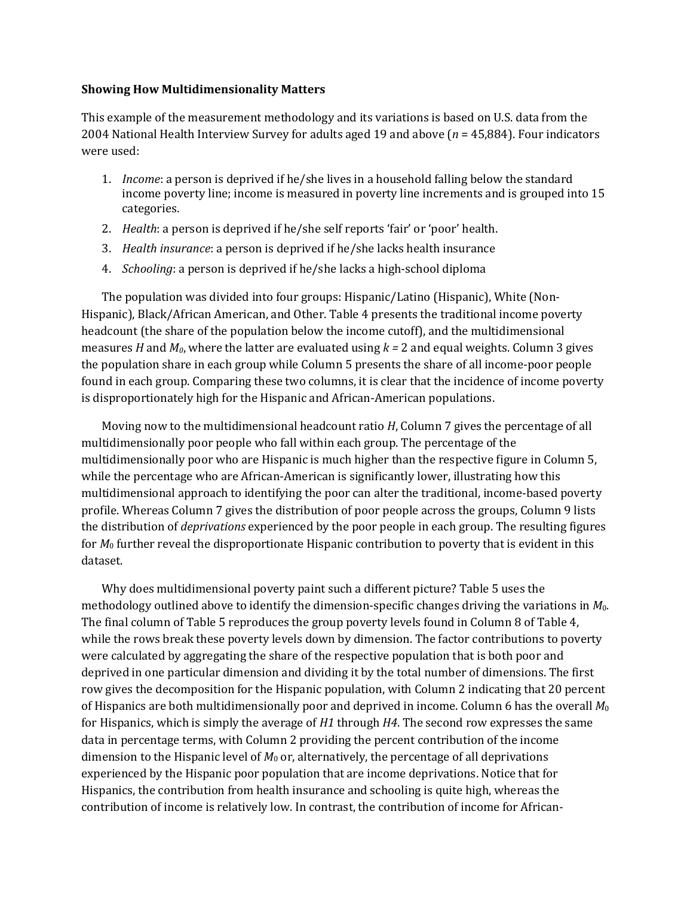**Showing How Multidimensionality Matters**

This example of the measurement methodology and its variations is based on U.S. data from the 2004 National Health Interview Survey for adults aged 19 and above ($n$ = 45,884). Four indicators were used:

1. *Income*: a person is deprived if he/she lives in a household falling below the standard income poverty line; income is measured in poverty line increments and is grouped into 15 categories.
2. *Health*: a person is deprived if he/she self reports 'fair' or 'poor' health.
3. *Health insurance*: a person is deprived if he/she lacks health insurance
4. *Schooling*: a person is deprived if he/she lacks a high-school diploma

The population was divided into four groups: Hispanic/Latino (Hispanic), White (Non-Hispanic), Black/African American, and Other. Table 4 presents the traditional income poverty headcount (the share of the population below the income cutoff), and the multidimensional measures $H$ and $M_0$, where the latter are evaluated using $k$ = 2 and equal weights. Column 3 gives the population share in each group while Column 5 presents the share of all income-poor people found in each group. Comparing these two columns, it is clear that the incidence of income poverty is disproportionately high for the Hispanic and African-American populations.

Moving now to the multidimensional headcount ratio $H$, Column 7 gives the percentage of all multidimensionally poor people who fall within each group. The percentage of the multidimensionally poor who are Hispanic is much higher than the respective figure in Column 5, while the percentage who are African-American is significantly lower, illustrating how this multidimensional approach to identifying the poor can alter the traditional, income-based poverty profile. Whereas Column 7 gives the distribution of poor people across the groups, Column 9 lists the distribution of *deprivations* experienced by the poor people in each group. The resulting figures for $M_0$ further reveal the disproportionate Hispanic contribution to poverty that is evident in this dataset.

Why does multidimensional poverty paint such a different picture? Table 5 uses the methodology outlined above to identify the dimension-specific changes driving the variations in $M_0$. The final column of Table 5 reproduces the group poverty levels found in Column 8 of Table 4, while the rows break these poverty levels down by dimension. The factor contributions to poverty were calculated by aggregating the share of the respective population that is both poor and deprived in one particular dimension and dividing it by the total number of dimensions. The first row gives the decomposition for the Hispanic population, with Column 2 indicating that 20 percent of Hispanics are both multidimensionally poor and deprived in income. Column 6 has the overall $M_0$ for Hispanics, which is simply the average of *H1* through *H4*. The second row expresses the same data in percentage terms, with Column 2 providing the percent contribution of the income dimension to the Hispanic level of $M_0$ or, alternatively, the percentage of all deprivations experienced by the Hispanic poor population that are income deprivations. Notice that for Hispanics, the contribution from health insurance and schooling is quite high, whereas the contribution of income is relatively low. In contrast, the contribution of income for African-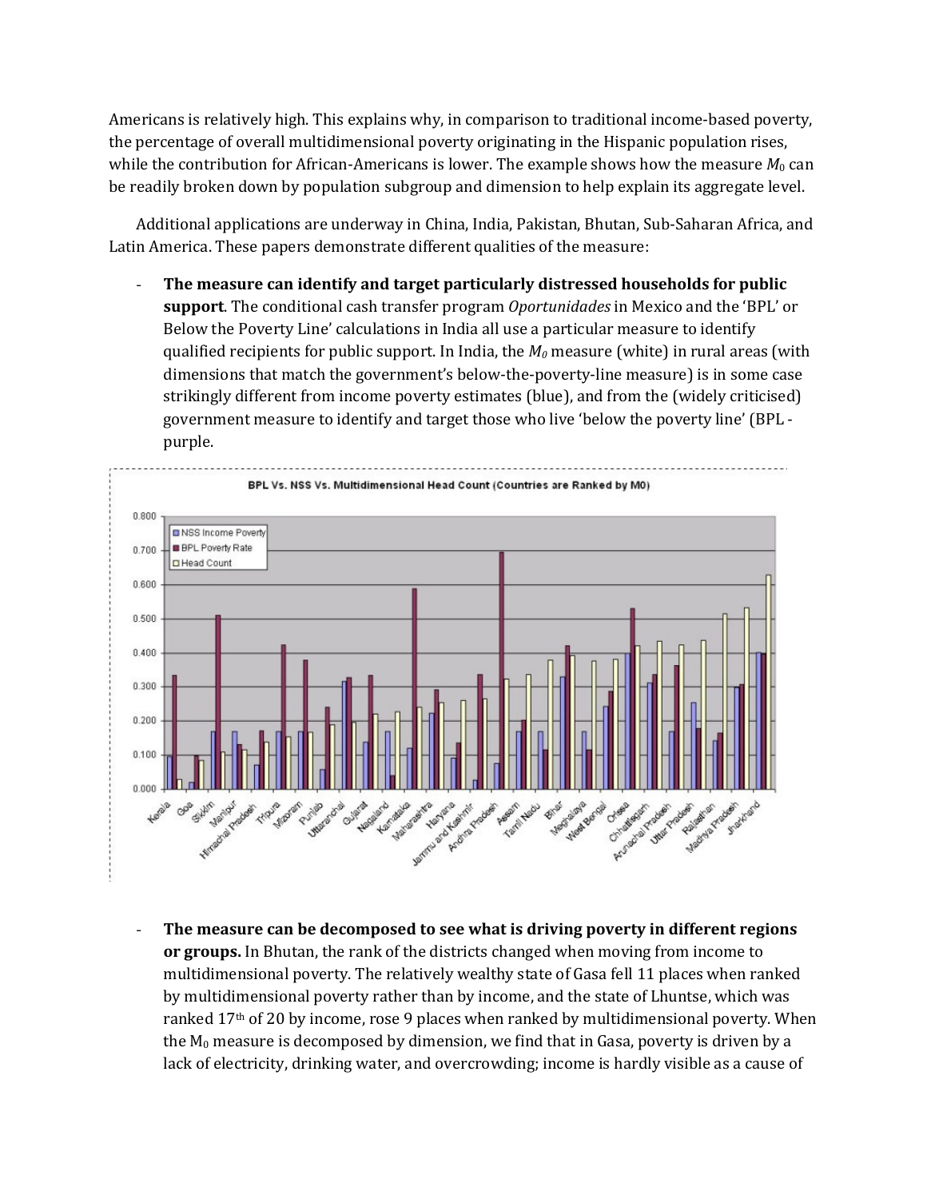Americans is relatively high. This explains why, in comparison to traditional income-based poverty, the percentage of overall multidimensional poverty originating in the Hispanic population rises, while the contribution for African-Americans is lower. The example shows how the measure $M_0$ can be readily broken down by population subgroup and dimension to help explain its aggregate level.

Additional applications are underway in China, India, Pakistan, Bhutan, Sub-Saharan Africa, and Latin America. These papers demonstrate different qualities of the measure:

- **The measure can identify and target particularly distressed households for public support**. The conditional cash transfer program *Oportunidades* in Mexico and the 'BPL' or Below the Poverty Line' calculations in India all use a particular measure to identify qualified recipients for public support. In India, the $M_0$ measure (white) in rural areas (with dimensions that match the government's below-the-poverty-line measure) is in some case strikingly different from income poverty estimates (blue), and from the (widely criticised) government measure to identify and target those who live 'below the poverty line' (BPL - purple.

- **The measure can be decomposed to see what is driving poverty in different regions or groups.** In Bhutan, the rank of the districts changed when moving from income to multidimensional poverty. The relatively wealthy state of Gasa fell 11 places when ranked by multidimensional poverty rather than by income, and the state of Lhuntse, which was ranked 17th of 20 by income, rose 9 places when ranked by multidimensional poverty. When the $M_0$ measure is decomposed by dimension, we find that in Gasa, poverty is driven by a lack of electricity, drinking water, and overcrowding; income is hardly visible as a cause of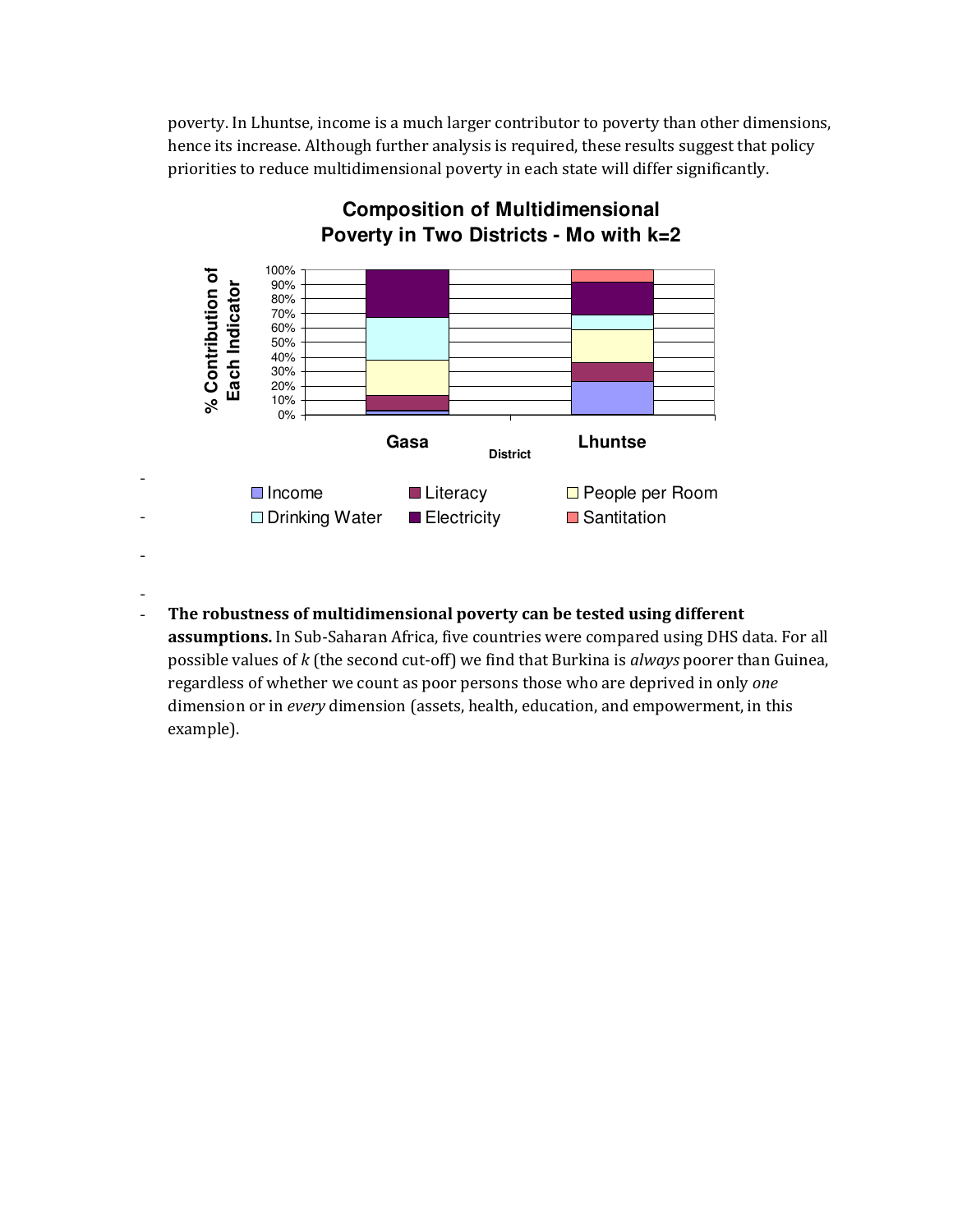poverty. In Lhuntse, income is a much larger contributor to poverty than other dimensions, hence its increase. Although further analysis is required, these results suggest that policy priorities to reduce multidimensional poverty in each state will differ significantly.

**Composition of Multidimensional Poverty in Two Districts - Mo with k=2**

- **The robustness of multidimensional poverty can be tested using different assumptions.** In Sub-Saharan Africa, five countries were compared using DHS data. For all possible values of *k* (the second cut-off) we find that Burkina is *always* poorer than Guinea, regardless of whether we count as poor persons those who are deprived in only *one* dimension or in *every* dimension (assets, health, education, and empowerment, in this example).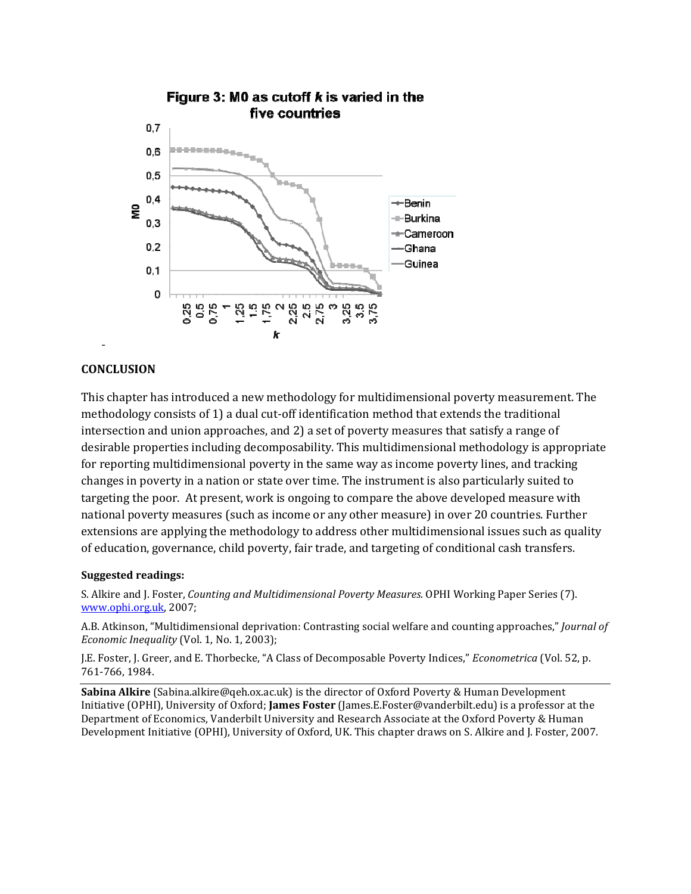**Figure 3: M0 as cutoff *k* is varied in the five countries**

M0

0,7
0,6
0,5
0,4
0,3
0,2
0,1
0

*k*

0,25 0,5 0,75 1 1,25 1,5 1,75 2 2,25 2,5 2,75 3 3,25 3,5 3,75

Benin
Burkina
Cameroon
Ghana
Guinea

## CONCLUSION

This chapter has introduced a new methodology for multidimensional poverty measurement. The methodology consists of 1) a dual cut-off identification method that extends the traditional intersection and union approaches, and 2) a set of poverty measures that satisfy a range of desirable properties including decomposability. This multidimensional methodology is appropriate for reporting multidimensional poverty in the same way as income poverty lines, and tracking changes in poverty in a nation or state over time. The instrument is also particularly suited to targeting the poor. At present, work is ongoing to compare the above developed measure with national poverty measures (such as income or any other measure) in over 20 countries. Further extensions are applying the methodology to address other multidimensional issues such as quality of education, governance, child poverty, fair trade, and targeting of conditional cash transfers.

**Suggested readings:**

S. Alkire and J. Foster, *Counting and Multidimensional Poverty Measures.* OPHI Working Paper Series (7). www.ophi.org.uk, 2007;

A.B. Atkinson, "Multidimensional deprivation: Contrasting social welfare and counting approaches," *Journal of Economic Inequality* (Vol. 1, No. 1, 2003);

J.E. Foster, J. Greer, and E. Thorbecke, "A Class of Decomposable Poverty Indices," *Econometrica* (Vol. 52, p. 761-766, 1984.

---

**Sabina Alkire** (Sabina.alkire@qeh.ox.ac.uk) is the director of Oxford Poverty & Human Development Initiative (OPHI), University of Oxford; **James Foster** (James.E.Foster@vanderbilt.edu) is a professor at the Department of Economics, Vanderbilt University and Research Associate at the Oxford Poverty & Human Development Initiative (OPHI), University of Oxford, UK. This chapter draws on S. Alkire and J. Foster, 2007.